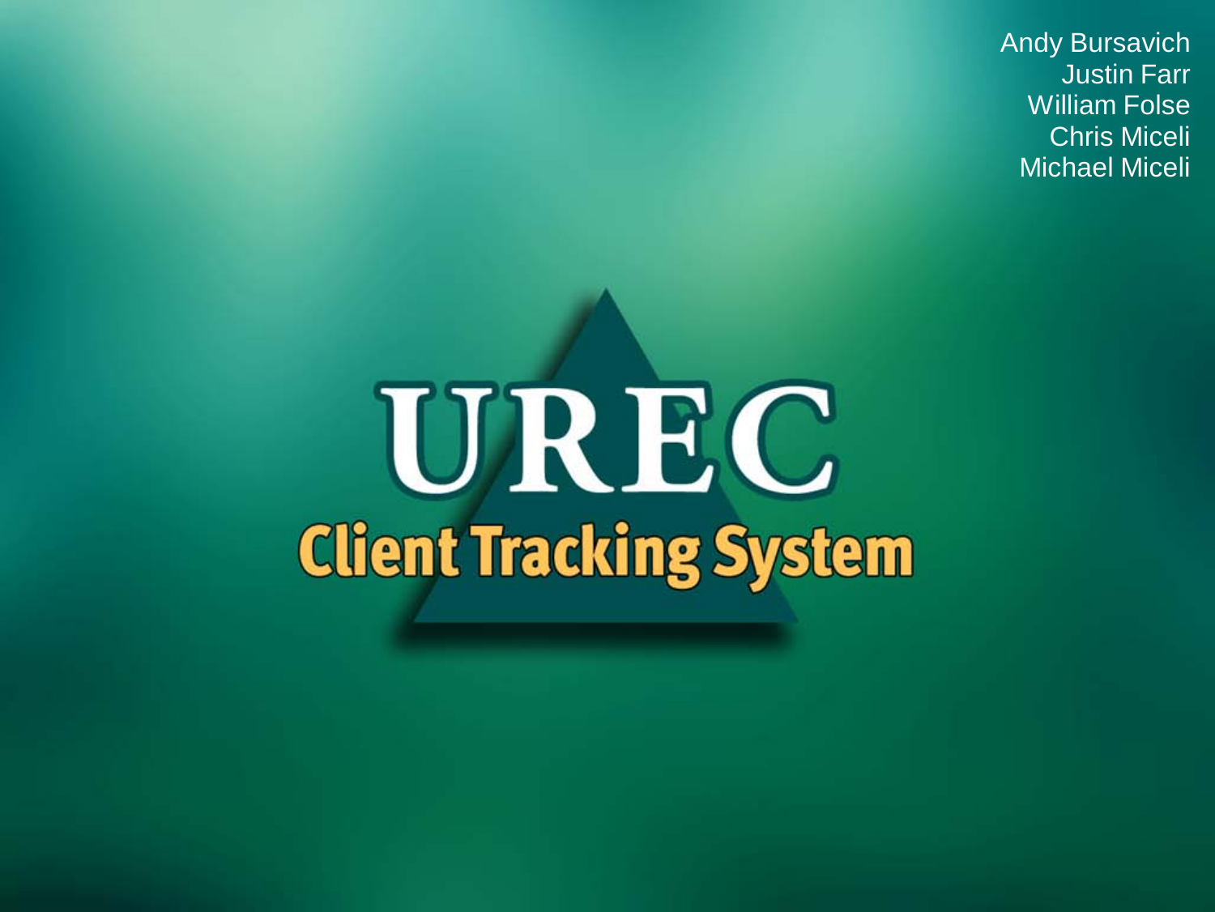Andy Bursavich
Justin Farr
William Folse
Chris Miceli
Michael Miceli

# UREC

## Client Tracking System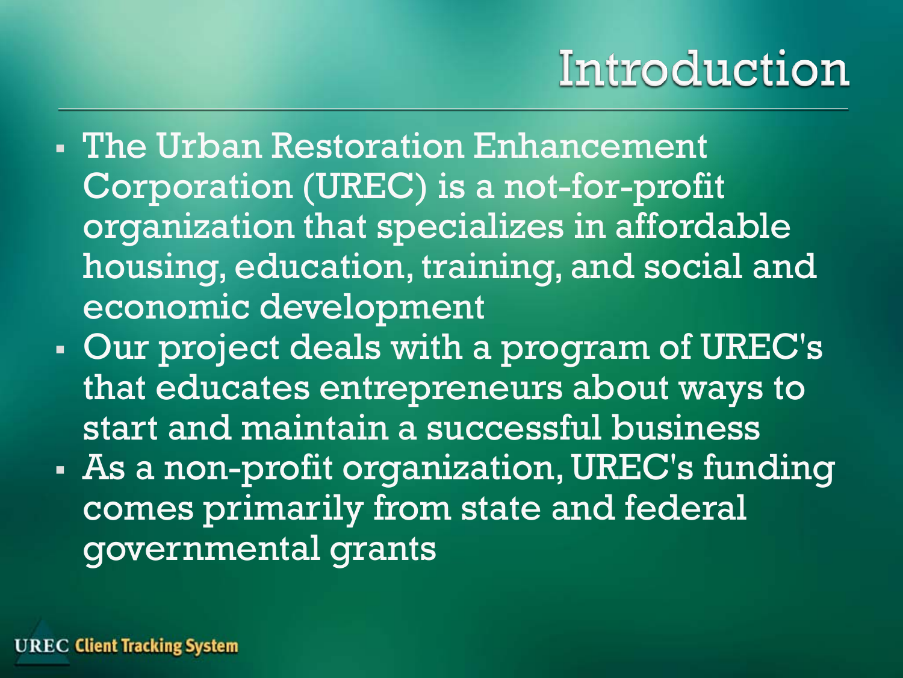# Introduction

- The Urban Restoration Enhancement Corporation (UREC) is a not-for-profit organization that specializes in affordable housing, education, training, and social and economic development
- Our project deals with a program of UREC's that educates entrepreneurs about ways to start and maintain a successful business
- As a non-profit organization, UREC's funding comes primarily from state and federal governmental grants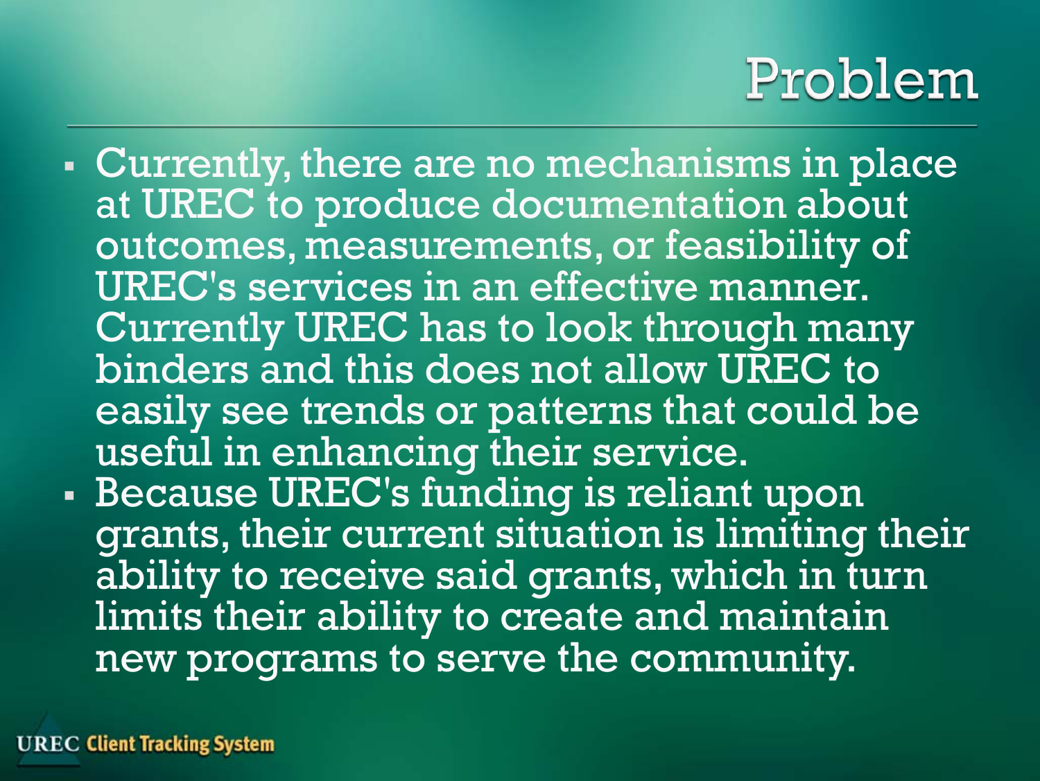# Problem

- Currently, there are no mechanisms in place at UREC to produce documentation about outcomes, measurements, or feasibility of UREC's services in an effective manner. Currently UREC has to look through many binders and this does not allow UREC to easily see trends or patterns that could be useful in enhancing their service.
- Because UREC's funding is reliant upon grants, their current situation is limiting their ability to receive said grants, which in turn limits their ability to create and maintain new programs to serve the community.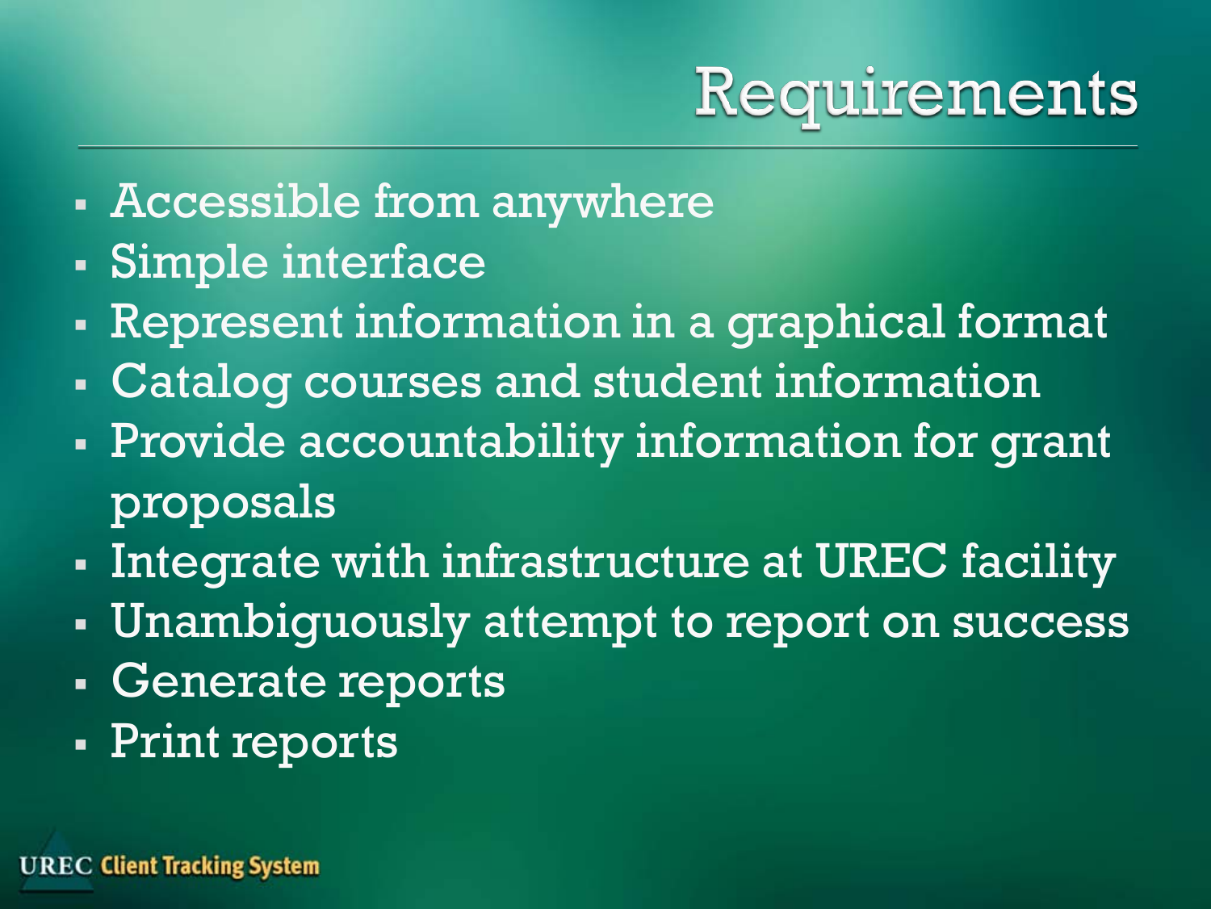# Requirements

- Accessible from anywhere
- Simple interface
- Represent information in a graphical format
- Catalog courses and student information
- Provide accountability information for grant proposals
- Integrate with infrastructure at UREC facility
- Unambiguously attempt to report on success
- Generate reports
- Print reports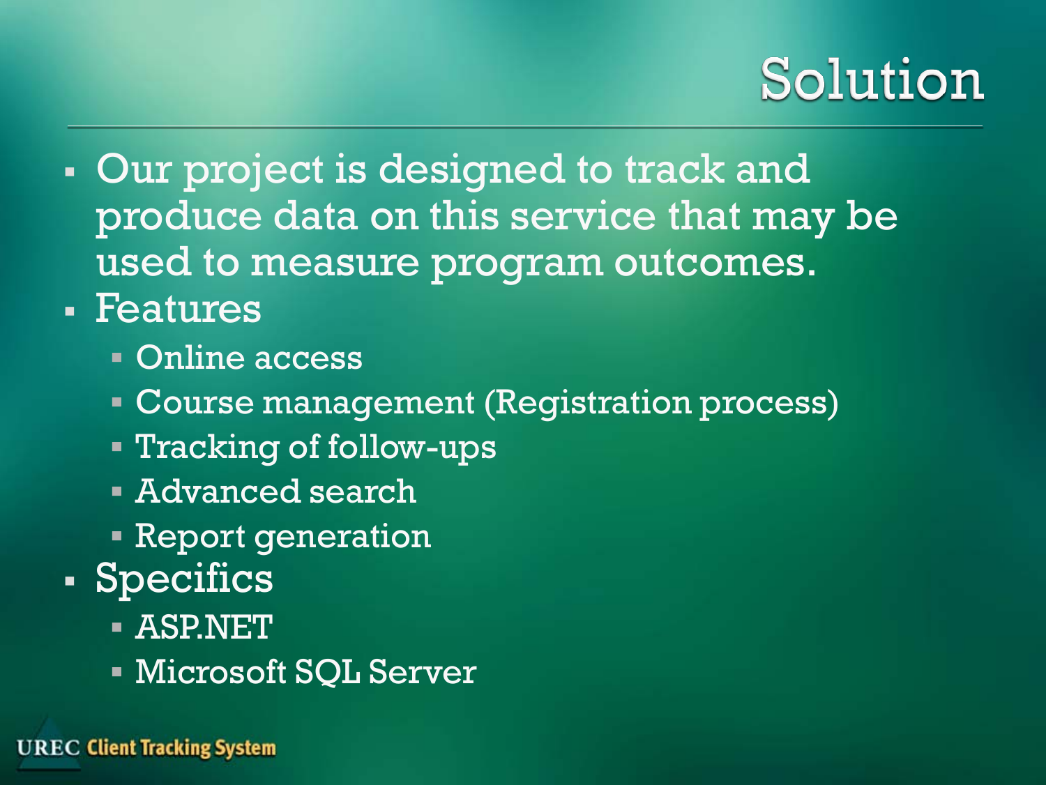# Solution

- Our project is designed to track and produce data on this service that may be used to measure program outcomes.
- Features
  - Online access
  - Course management (Registration process)
  - Tracking of follow-ups
  - Advanced search
  - Report generation
- Specifics
  - ASP.NET
  - Microsoft SQL Server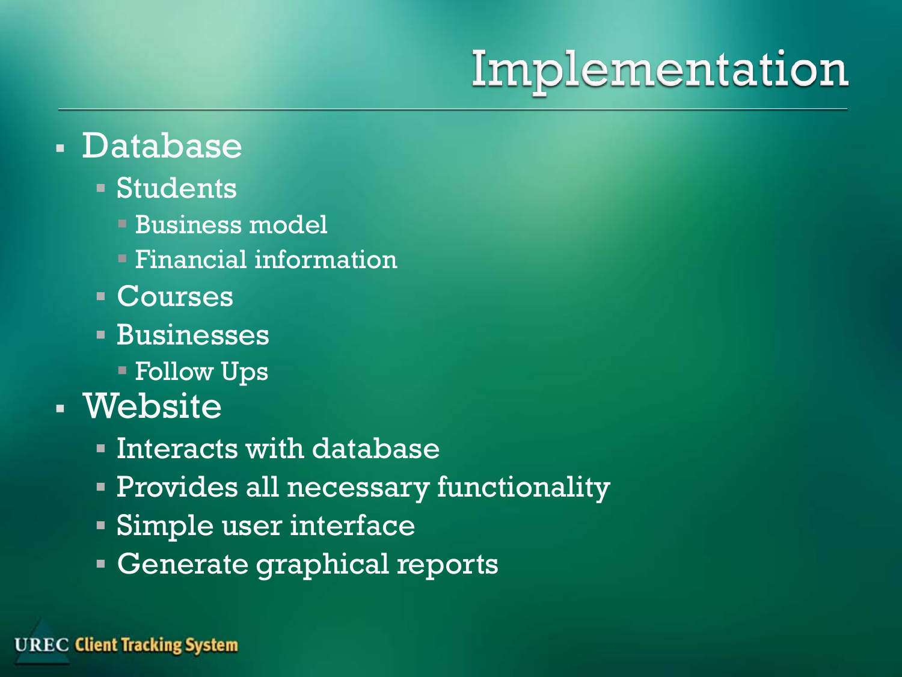# Implementation

- Database
  - Students
    - Business model
    - Financial information
  - Courses
  - Businesses
    - Follow Ups
- Website
  - Interacts with database
  - Provides all necessary functionality
  - Simple user interface
  - Generate graphical reports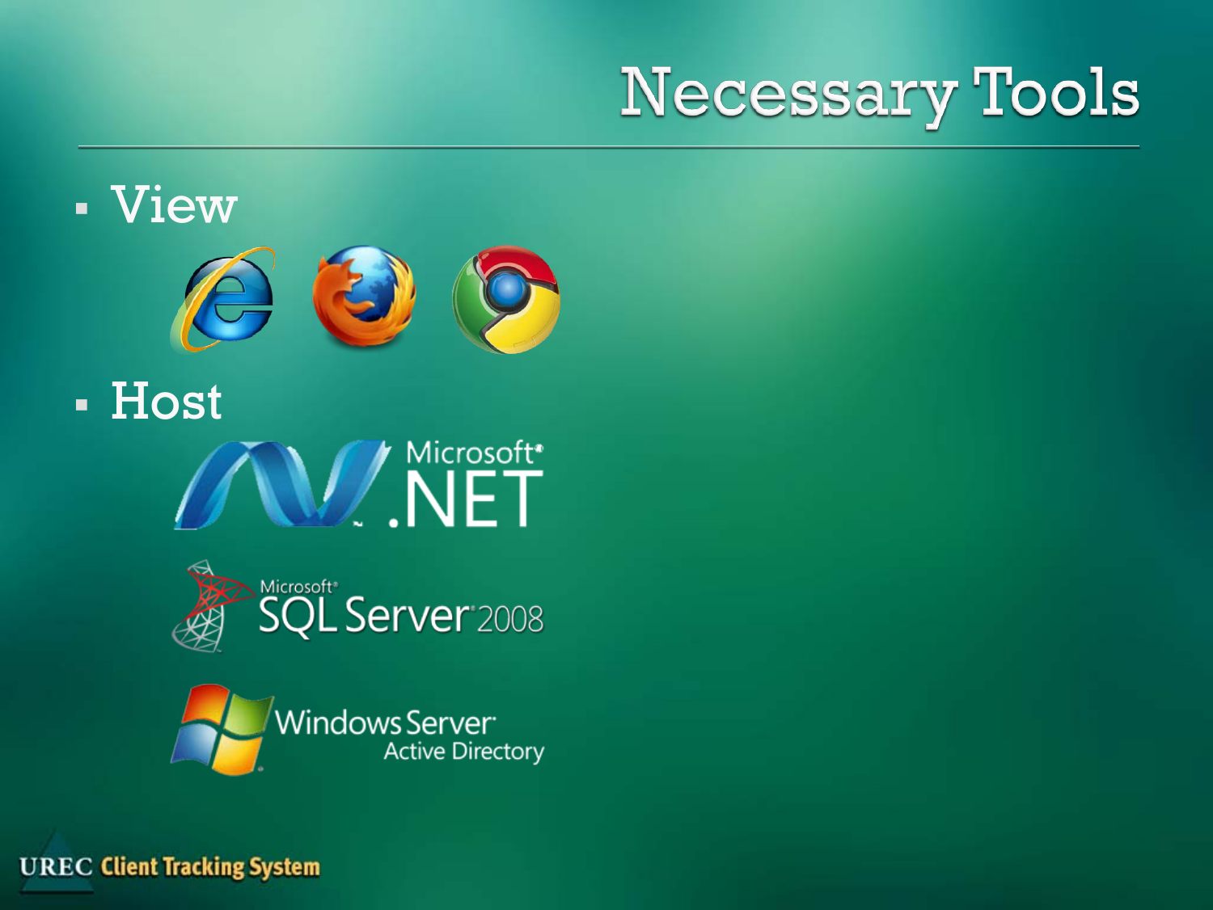# Necessary Tools

- View
- Host

Microsoft .NET

Microsoft SQL Server 2008

Windows Server Active Directory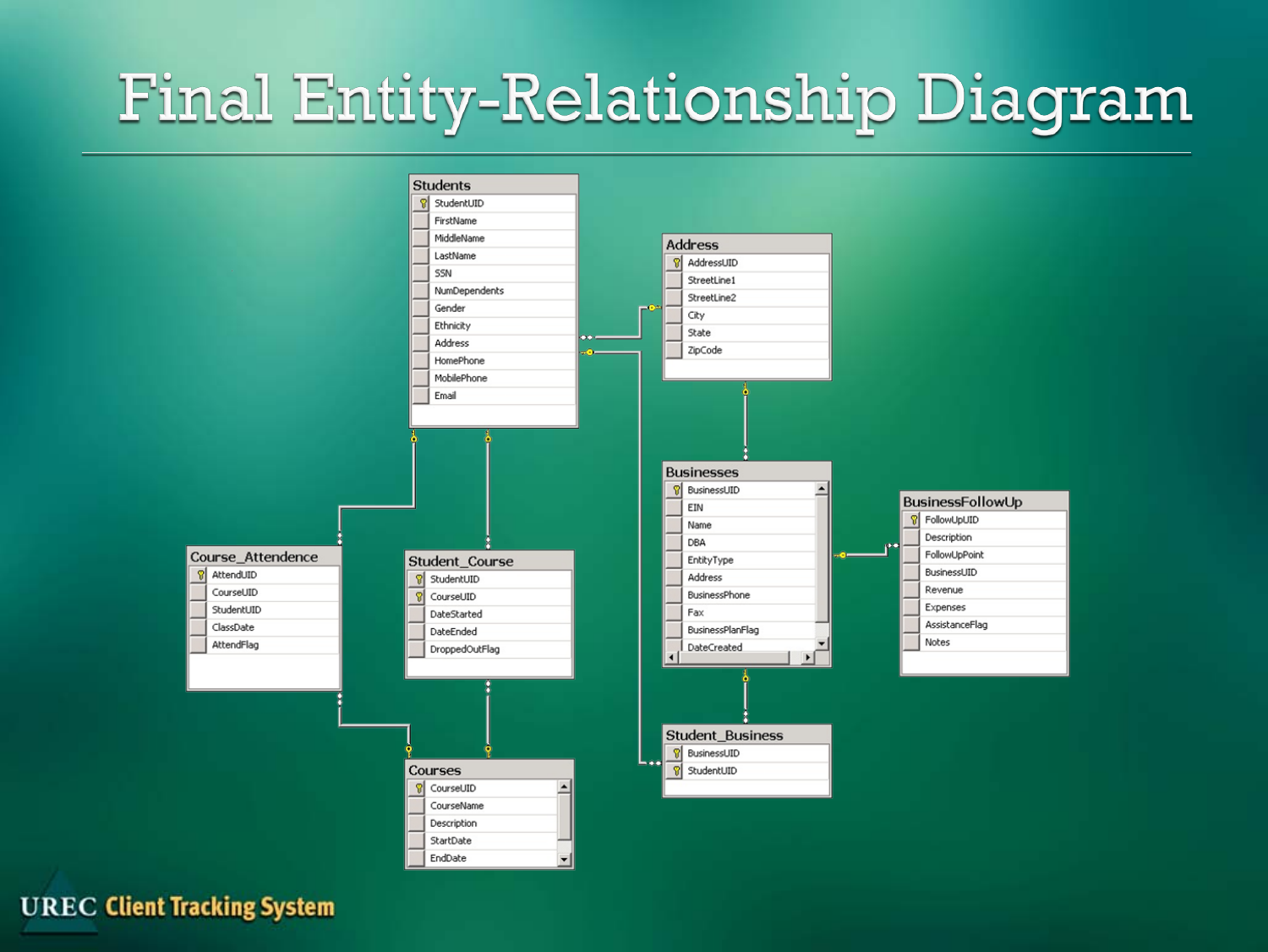# Final Entity-Relationship Diagram

**Students**
- StudentUID (key)
- FirstName
- MiddleName
- LastName
- SSN
- NumDependents
- Gender
- Ethnicity
- Address
- HomePhone
- MobilePhone
- Email

**Address**
- AddressUID (key)
- StreetLine1
- StreetLine2
- City
- State
- ZipCode

**Businesses**
- BusinessUID (key)
- EIN
- Name
- DBA
- EntityType
- Address
- BusinessPhone
- Fax
- BusinessPlanFlag
- DateCreated

**BusinessFollowUp**
- FollowUpUID (key)
- Description
- FollowUpPoint
- BusinessUID
- Revenue
- Expenses
- AssistanceFlag
- Notes

**Course_Attendence**
- AttendUID (key)
- CourseUID
- StudentUID
- ClassDate
- AttendFlag

**Student_Course**
- StudentUID (key)
- CourseUID (key)
- DateStarted
- DateEnded
- DroppedOutFlag

**Courses**
- CourseUID (key)
- CourseName
- Description
- StartDate
- EndDate

**Student_Business**
- BusinessUID (key)
- StudentUID (key)

UREC Client Tracking System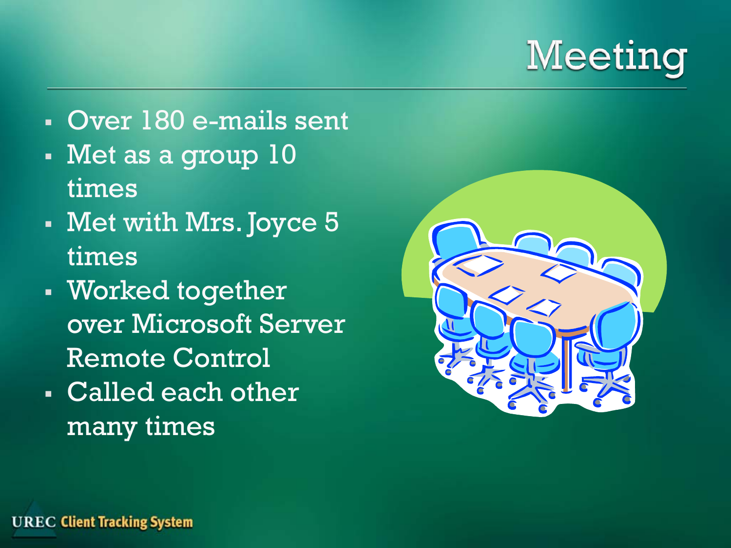# Meeting

- Over 180 e-mails sent
- Met as a group 10 times
- Met with Mrs. Joyce 5 times
- Worked together over Microsoft Server Remote Control
- Called each other many times

UREC Client Tracking System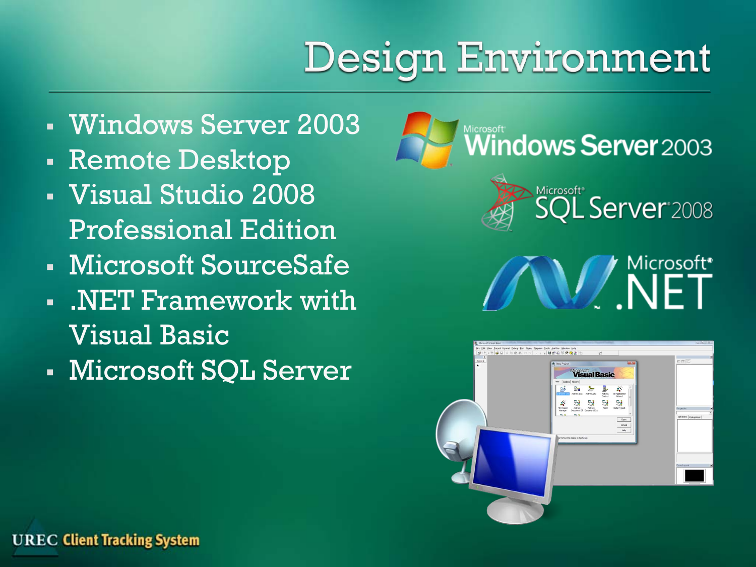# Design Environment

- Windows Server 2003
- Remote Desktop
- Visual Studio 2008 Professional Edition
- Microsoft SourceSafe
- .NET Framework with Visual Basic
- Microsoft SQL Server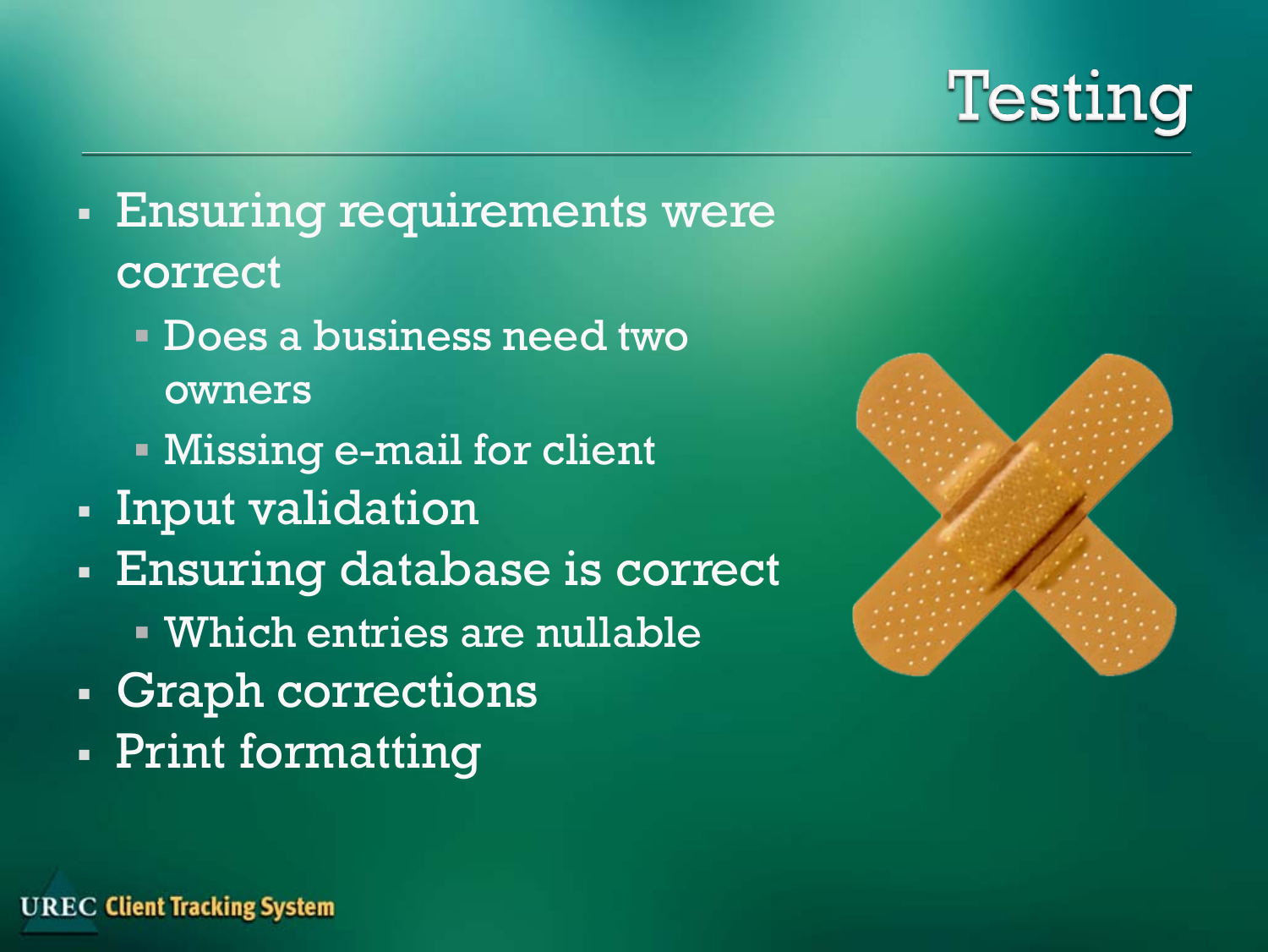# Testing

- Ensuring requirements were correct
  - Does a business need two owners
  - Missing e-mail for client
- Input validation
- Ensuring database is correct
  - Which entries are nullable
- Graph corrections
- Print formatting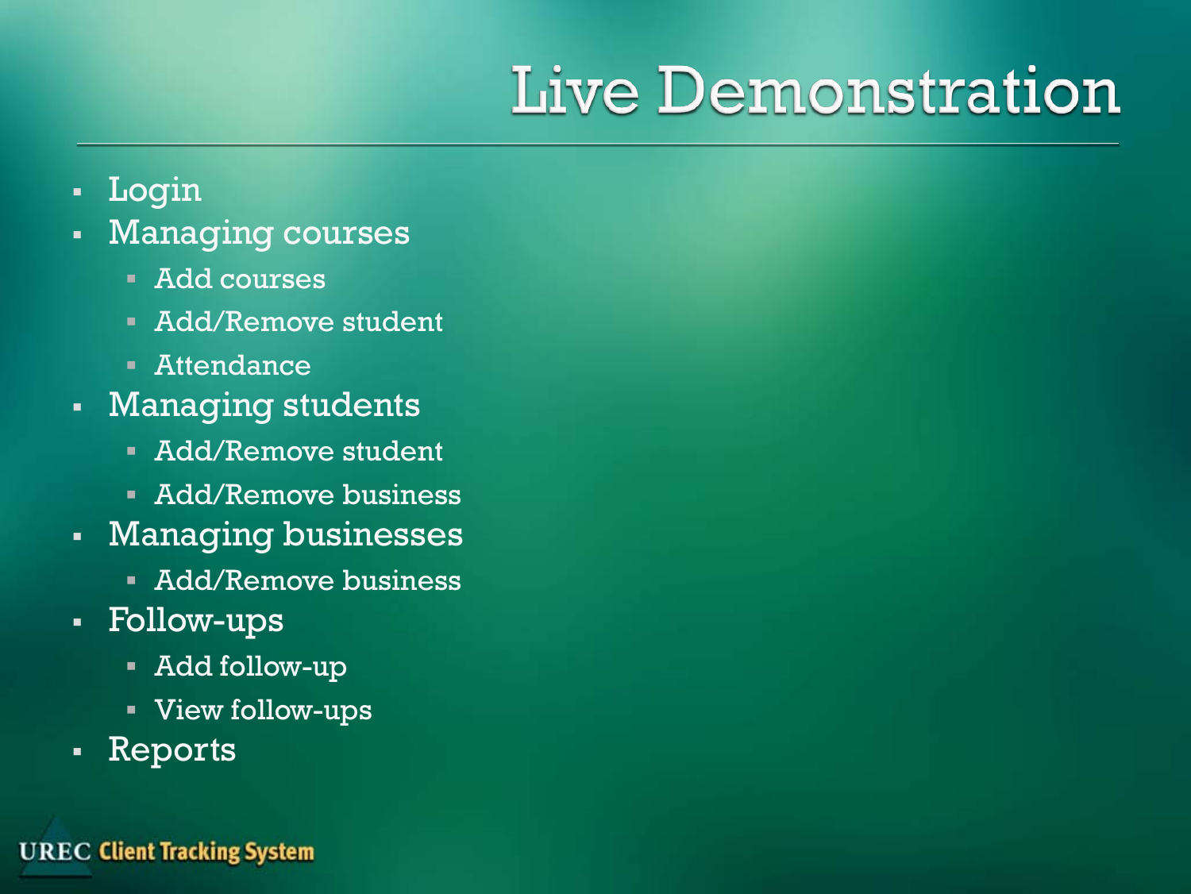# Live Demonstration

- Login
- Managing courses
  - Add courses
  - Add/Remove student
  - Attendance
- Managing students
  - Add/Remove student
  - Add/Remove business
- Managing businesses
  - Add/Remove business
- Follow-ups
  - Add follow-up
  - View follow-ups
- Reports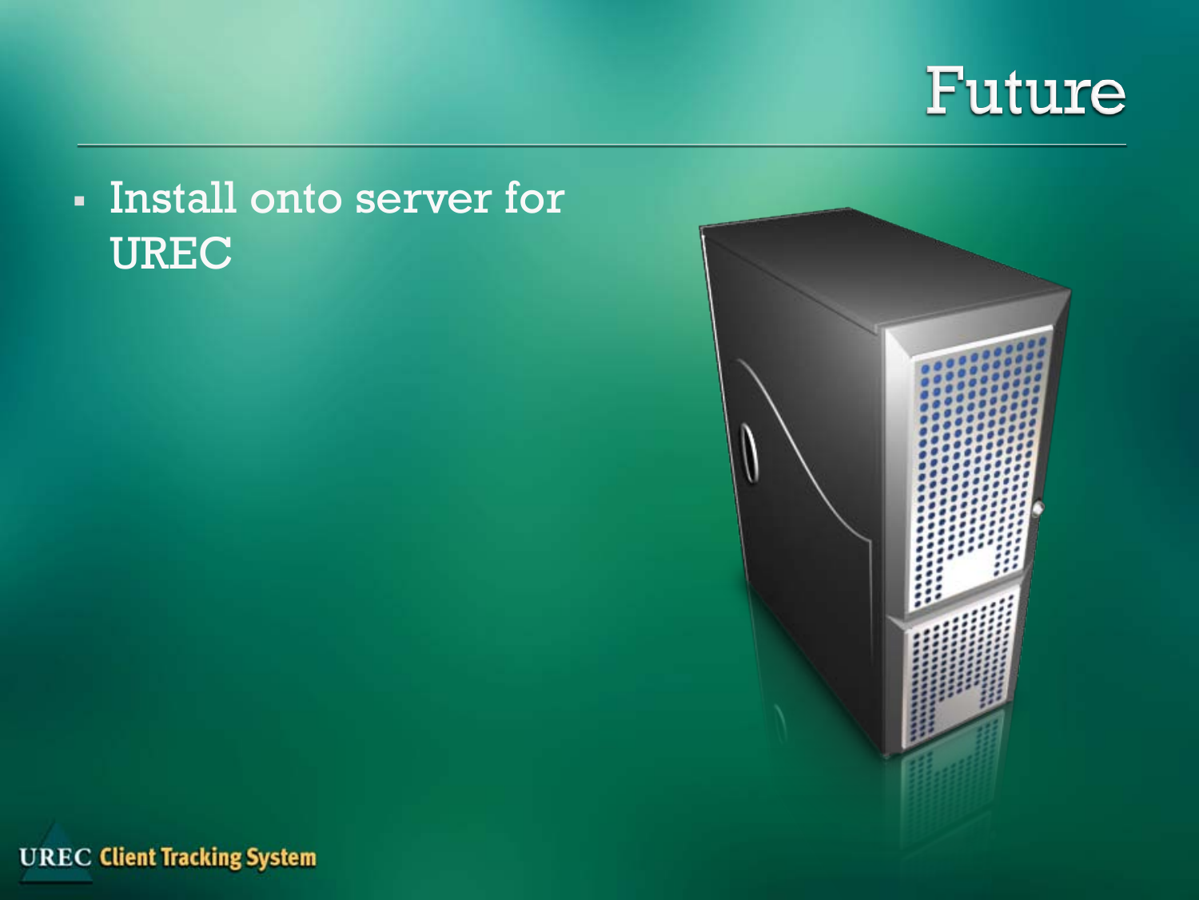# Future

- Install onto server for UREC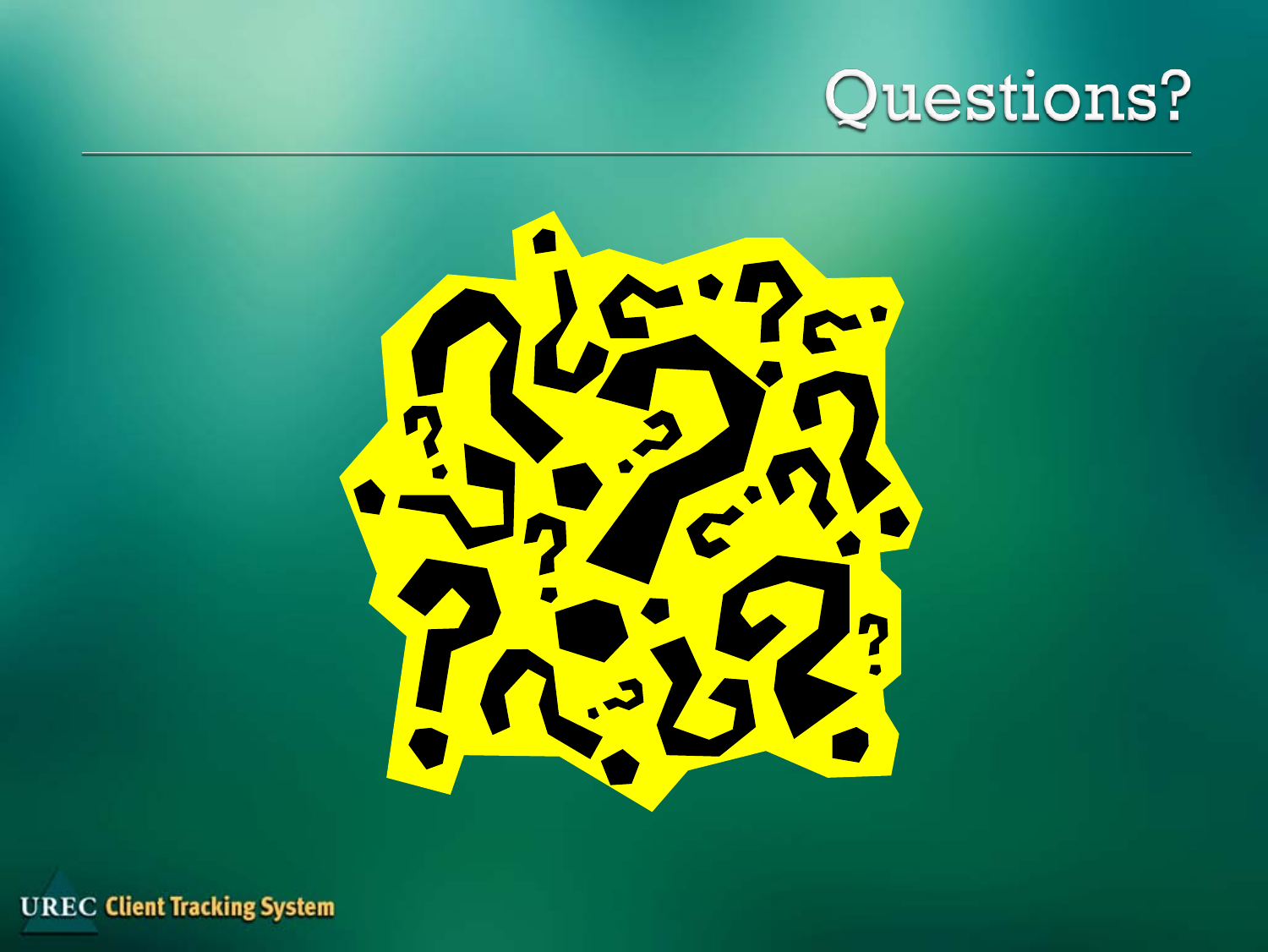# Questions?